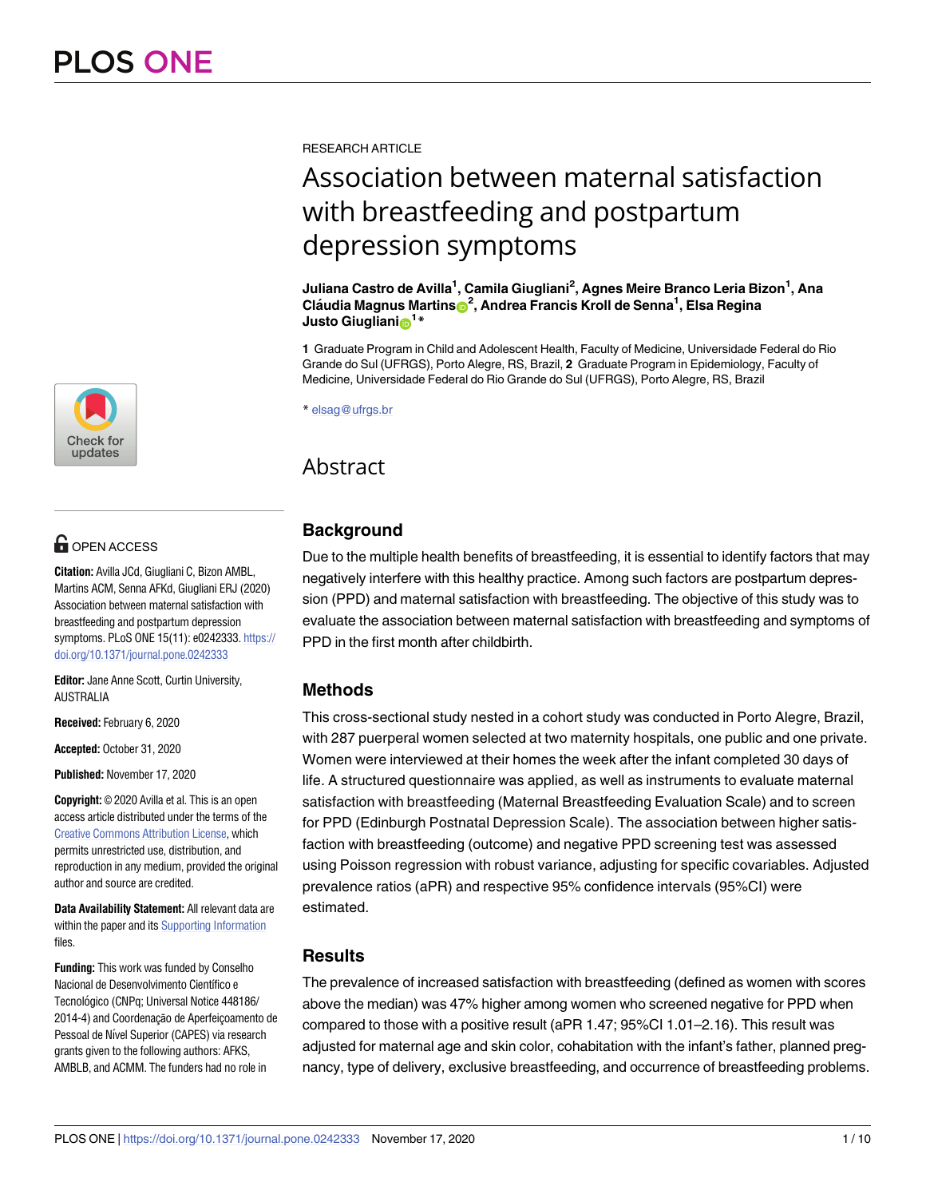RESEARCH ARTICLE

# Association between maternal satisfaction with breastfeeding and postpartum depression symptoms

**Juliana Castro de Avilla[1], Camila Giugliani[2], Agnes Meire Branco Leria Bizon[1], Ana Cláudia Magnus Martins[2], Andrea Francis Kroll de Senna[1], Elsa Regina Justo Giugliani[1]***

**1** Graduate Program in Child and Adolescent Health, Faculty of Medicine, Universidade Federal do Rio Grande do Sul (UFRGS), Porto Alegre, RS, Brazil, **2** Graduate Program in Epidemiology, Faculty of Medicine, Universidade Federal do Rio Grande do Sul (UFRGS), Porto Alegre, RS, Brazil

* elsag@ufrgs.br

OPEN ACCESS

**Citation:** Avilla JCd, Giugliani C, Bizon AMBL, Martins ACM, Senna AFKd, Giugliani ERJ (2020) Association between maternal satisfaction with breastfeeding and postpartum depression symptoms. PLoS ONE 15(11): e0242333. https://doi.org/10.1371/journal.pone.0242333

**Editor:** Jane Anne Scott, Curtin University, AUSTRALIA

**Received:** February 6, 2020

**Accepted:** October 31, 2020

**Published:** November 17, 2020

**Copyright:** © 2020 Avilla et al. This is an open access article distributed under the terms of the Creative Commons Attribution License, which permits unrestricted use, distribution, and reproduction in any medium, provided the original author and source are credited.

**Data Availability Statement:** All relevant data are within the paper and its Supporting Information files.

**Funding:** This work was funded by Conselho Nacional de Desenvolvimento Científico e Tecnológico (CNPq; Universal Notice 448186/2014-4) and Coordenação de Aperfeiçoamento de Pessoal de Nível Superior (CAPES) via research grants given to the following authors: AFKS, AMBLB, and ACMM. The funders had no role in

## Abstract

### Background

Due to the multiple health benefits of breastfeeding, it is essential to identify factors that may negatively interfere with this healthy practice. Among such factors are postpartum depression (PPD) and maternal satisfaction with breastfeeding. The objective of this study was to evaluate the association between maternal satisfaction with breastfeeding and symptoms of PPD in the first month after childbirth.

### Methods

This cross-sectional study nested in a cohort study was conducted in Porto Alegre, Brazil, with 287 puerperal women selected at two maternity hospitals, one public and one private. Women were interviewed at their homes the week after the infant completed 30 days of life. A structured questionnaire was applied, as well as instruments to evaluate maternal satisfaction with breastfeeding (Maternal Breastfeeding Evaluation Scale) and to screen for PPD (Edinburgh Postnatal Depression Scale). The association between higher satisfaction with breastfeeding (outcome) and negative PPD screening test was assessed using Poisson regression with robust variance, adjusting for specific covariables. Adjusted prevalence ratios (aPR) and respective 95% confidence intervals (95%CI) were estimated.

### Results

The prevalence of increased satisfaction with breastfeeding (defined as women with scores above the median) was 47% higher among women who screened negative for PPD when compared to those with a positive result (aPR 1.47; 95%CI 1.01–2.16). This result was adjusted for maternal age and skin color, cohabitation with the infant's father, planned pregnancy, type of delivery, exclusive breastfeeding, and occurrence of breastfeeding problems.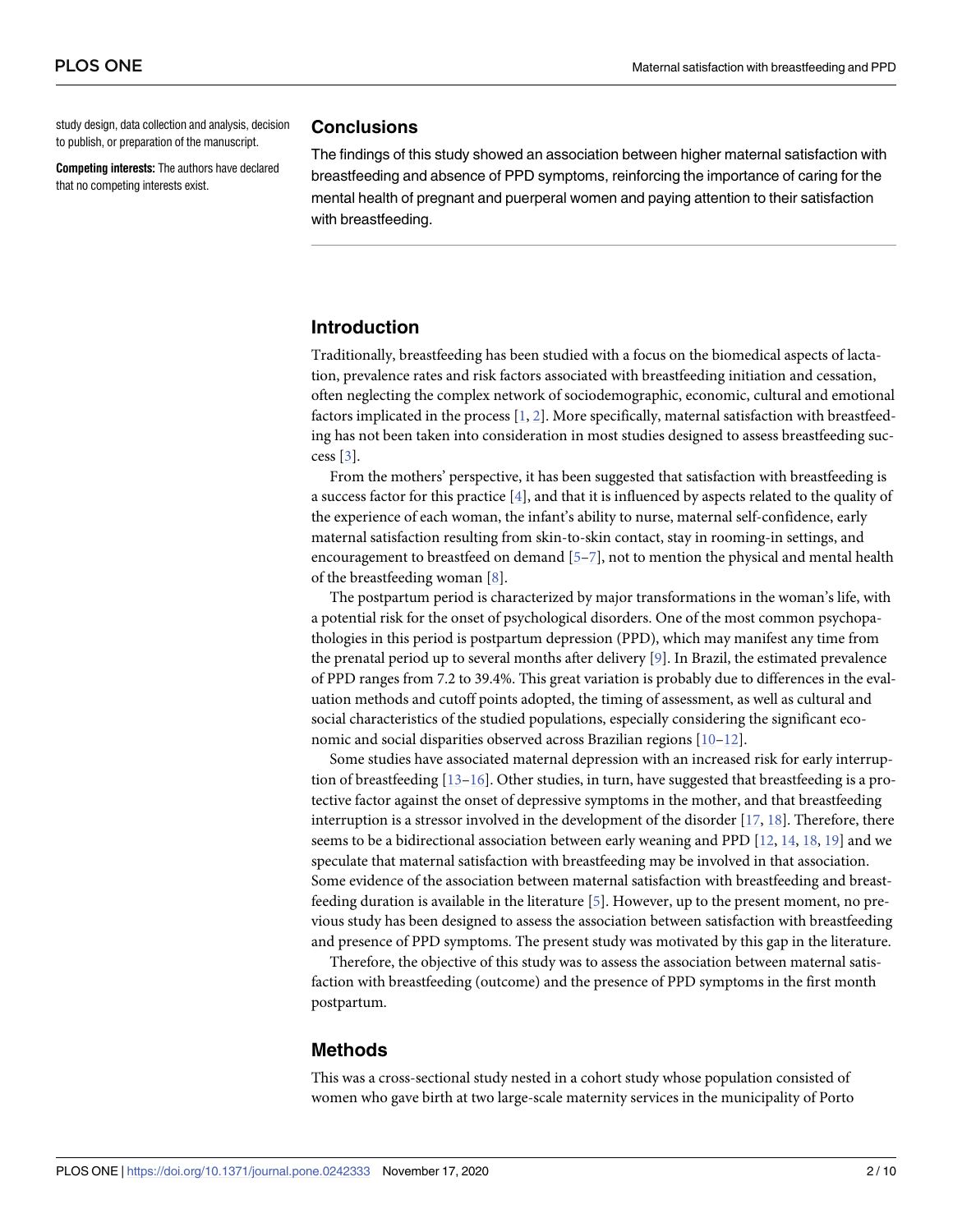study design, data collection and analysis, decision to publish, or preparation of the manuscript.

**Competing interests:** The authors have declared that no competing interests exist.

## Conclusions

The findings of this study showed an association between higher maternal satisfaction with breastfeeding and absence of PPD symptoms, reinforcing the importance of caring for the mental health of pregnant and puerperal women and paying attention to their satisfaction with breastfeeding.

## Introduction

Traditionally, breastfeeding has been studied with a focus on the biomedical aspects of lactation, prevalence rates and risk factors associated with breastfeeding initiation and cessation, often neglecting the complex network of sociodemographic, economic, cultural and emotional factors implicated in the process [1, 2]. More specifically, maternal satisfaction with breastfeeding has not been taken into consideration in most studies designed to assess breastfeeding success [3].

From the mothers' perspective, it has been suggested that satisfaction with breastfeeding is a success factor for this practice [4], and that it is influenced by aspects related to the quality of the experience of each woman, the infant's ability to nurse, maternal self-confidence, early maternal satisfaction resulting from skin-to-skin contact, stay in rooming-in settings, and encouragement to breastfeed on demand [5–7], not to mention the physical and mental health of the breastfeeding woman [8].

The postpartum period is characterized by major transformations in the woman's life, with a potential risk for the onset of psychological disorders. One of the most common psychopathologies in this period is postpartum depression (PPD), which may manifest any time from the prenatal period up to several months after delivery [9]. In Brazil, the estimated prevalence of PPD ranges from 7.2 to 39.4%. This great variation is probably due to differences in the evaluation methods and cutoff points adopted, the timing of assessment, as well as cultural and social characteristics of the studied populations, especially considering the significant economic and social disparities observed across Brazilian regions [10–12].

Some studies have associated maternal depression with an increased risk for early interruption of breastfeeding [13–16]. Other studies, in turn, have suggested that breastfeeding is a protective factor against the onset of depressive symptoms in the mother, and that breastfeeding interruption is a stressor involved in the development of the disorder [17, 18]. Therefore, there seems to be a bidirectional association between early weaning and PPD [12, 14, 18, 19] and we speculate that maternal satisfaction with breastfeeding may be involved in that association. Some evidence of the association between maternal satisfaction with breastfeeding and breastfeeding duration is available in the literature [5]. However, up to the present moment, no previous study has been designed to assess the association between satisfaction with breastfeeding and presence of PPD symptoms. The present study was motivated by this gap in the literature.

Therefore, the objective of this study was to assess the association between maternal satisfaction with breastfeeding (outcome) and the presence of PPD symptoms in the first month postpartum.

## Methods

This was a cross-sectional study nested in a cohort study whose population consisted of women who gave birth at two large-scale maternity services in the municipality of Porto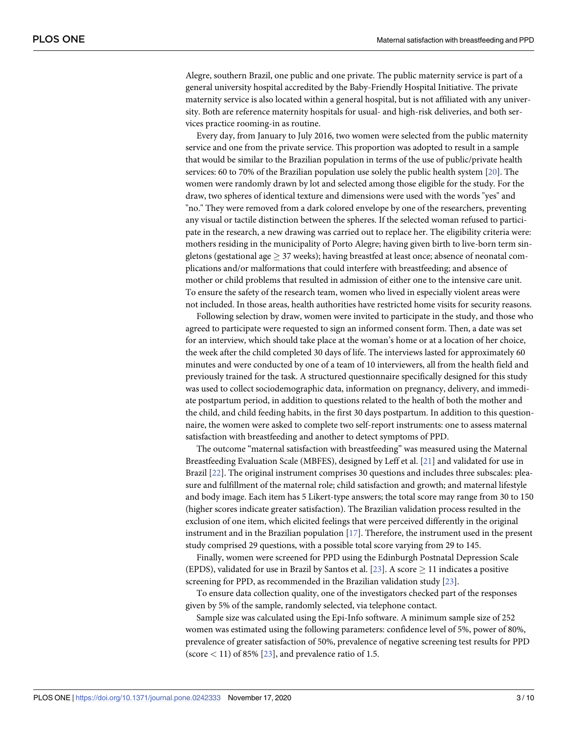Alegre, southern Brazil, one public and one private. The public maternity service is part of a general university hospital accredited by the Baby-Friendly Hospital Initiative. The private maternity service is also located within a general hospital, but is not affiliated with any university. Both are reference maternity hospitals for usual- and high-risk deliveries, and both services practice rooming-in as routine.

Every day, from January to July 2016, two women were selected from the public maternity service and one from the private service. This proportion was adopted to result in a sample that would be similar to the Brazilian population in terms of the use of public/private health services: 60 to 70% of the Brazilian population use solely the public health system [20]. The women were randomly drawn by lot and selected among those eligible for the study. For the draw, two spheres of identical texture and dimensions were used with the words "yes" and "no." They were removed from a dark colored envelope by one of the researchers, preventing any visual or tactile distinction between the spheres. If the selected woman refused to participate in the research, a new drawing was carried out to replace her. The eligibility criteria were: mothers residing in the municipality of Porto Alegre; having given birth to live-born term singletons (gestational age $\geq$ 37 weeks); having breastfed at least once; absence of neonatal complications and/or malformations that could interfere with breastfeeding; and absence of mother or child problems that resulted in admission of either one to the intensive care unit. To ensure the safety of the research team, women who lived in especially violent areas were not included. In those areas, health authorities have restricted home visits for security reasons.

Following selection by draw, women were invited to participate in the study, and those who agreed to participate were requested to sign an informed consent form. Then, a date was set for an interview, which should take place at the woman's home or at a location of her choice, the week after the child completed 30 days of life. The interviews lasted for approximately 60 minutes and were conducted by one of a team of 10 interviewers, all from the health field and previously trained for the task. A structured questionnaire specifically designed for this study was used to collect sociodemographic data, information on pregnancy, delivery, and immediate postpartum period, in addition to questions related to the health of both the mother and the child, and child feeding habits, in the first 30 days postpartum. In addition to this questionnaire, the women were asked to complete two self-report instruments: one to assess maternal satisfaction with breastfeeding and another to detect symptoms of PPD.

The outcome "maternal satisfaction with breastfeeding" was measured using the Maternal Breastfeeding Evaluation Scale (MBFES), designed by Leff et al. [21] and validated for use in Brazil [22]. The original instrument comprises 30 questions and includes three subscales: pleasure and fulfillment of the maternal role; child satisfaction and growth; and maternal lifestyle and body image. Each item has 5 Likert-type answers; the total score may range from 30 to 150 (higher scores indicate greater satisfaction). The Brazilian validation process resulted in the exclusion of one item, which elicited feelings that were perceived differently in the original instrument and in the Brazilian population [17]. Therefore, the instrument used in the present study comprised 29 questions, with a possible total score varying from 29 to 145.

Finally, women were screened for PPD using the Edinburgh Postnatal Depression Scale (EPDS), validated for use in Brazil by Santos et al. [23]. A score $\geq$ 11 indicates a positive screening for PPD, as recommended in the Brazilian validation study [23].

To ensure data collection quality, one of the investigators checked part of the responses given by 5% of the sample, randomly selected, via telephone contact.

Sample size was calculated using the Epi-Info software. A minimum sample size of 252 women was estimated using the following parameters: confidence level of 5%, power of 80%, prevalence of greater satisfaction of 50%, prevalence of negative screening test results for PPD (score $<$ 11) of 85% [23], and prevalence ratio of 1.5.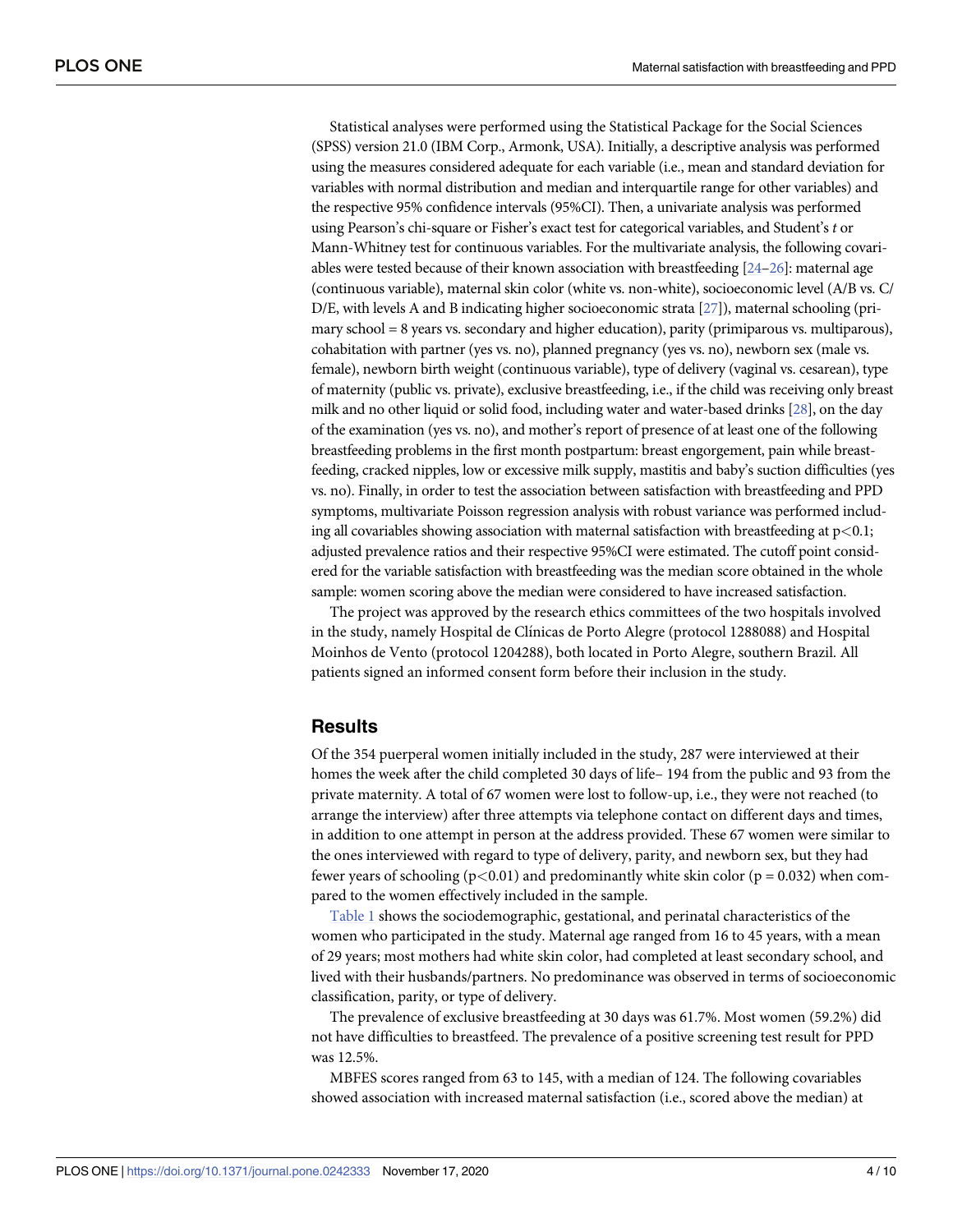Statistical analyses were performed using the Statistical Package for the Social Sciences (SPSS) version 21.0 (IBM Corp., Armonk, USA). Initially, a descriptive analysis was performed using the measures considered adequate for each variable (i.e., mean and standard deviation for variables with normal distribution and median and interquartile range for other variables) and the respective 95% confidence intervals (95%CI). Then, a univariate analysis was performed using Pearson's chi-square or Fisher's exact test for categorical variables, and Student's *t* or Mann-Whitney test for continuous variables. For the multivariate analysis, the following covariables were tested because of their known association with breastfeeding [24–26]: maternal age (continuous variable), maternal skin color (white vs. non-white), socioeconomic level (A/B vs. C/D/E, with levels A and B indicating higher socioeconomic strata [27]), maternal schooling (primary school = 8 years vs. secondary and higher education), parity (primiparous vs. multiparous), cohabitation with partner (yes vs. no), planned pregnancy (yes vs. no), newborn sex (male vs. female), newborn birth weight (continuous variable), type of delivery (vaginal vs. cesarean), type of maternity (public vs. private), exclusive breastfeeding, i.e., if the child was receiving only breast milk and no other liquid or solid food, including water and water-based drinks [28], on the day of the examination (yes vs. no), and mother's report of presence of at least one of the following breastfeeding problems in the first month postpartum: breast engorgement, pain while breastfeeding, cracked nipples, low or excessive milk supply, mastitis and baby's suction difficulties (yes vs. no). Finally, in order to test the association between satisfaction with breastfeeding and PPD symptoms, multivariate Poisson regression analysis with robust variance was performed including all covariables showing association with maternal satisfaction with breastfeeding at $p<0.1$; adjusted prevalence ratios and their respective 95%CI were estimated. The cutoff point considered for the variable satisfaction with breastfeeding was the median score obtained in the whole sample: women scoring above the median were considered to have increased satisfaction.

The project was approved by the research ethics committees of the two hospitals involved in the study, namely Hospital de Clínicas de Porto Alegre (protocol 1288088) and Hospital Moinhos de Vento (protocol 1204288), both located in Porto Alegre, southern Brazil. All patients signed an informed consent form before their inclusion in the study.

## Results

Of the 354 puerperal women initially included in the study, 287 were interviewed at their homes the week after the child completed 30 days of life– 194 from the public and 93 from the private maternity. A total of 67 women were lost to follow-up, i.e., they were not reached (to arrange the interview) after three attempts via telephone contact on different days and times, in addition to one attempt in person at the address provided. These 67 women were similar to the ones interviewed with regard to type of delivery, parity, and newborn sex, but they had fewer years of schooling ($p<0.01$) and predominantly white skin color ($p = 0.032$) when compared to the women effectively included in the sample.

Table 1 shows the sociodemographic, gestational, and perinatal characteristics of the women who participated in the study. Maternal age ranged from 16 to 45 years, with a mean of 29 years; most mothers had white skin color, had completed at least secondary school, and lived with their husbands/partners. No predominance was observed in terms of socioeconomic classification, parity, or type of delivery.

The prevalence of exclusive breastfeeding at 30 days was 61.7%. Most women (59.2%) did not have difficulties to breastfeed. The prevalence of a positive screening test result for PPD was 12.5%.

MBFES scores ranged from 63 to 145, with a median of 124. The following covariables showed association with increased maternal satisfaction (i.e., scored above the median) at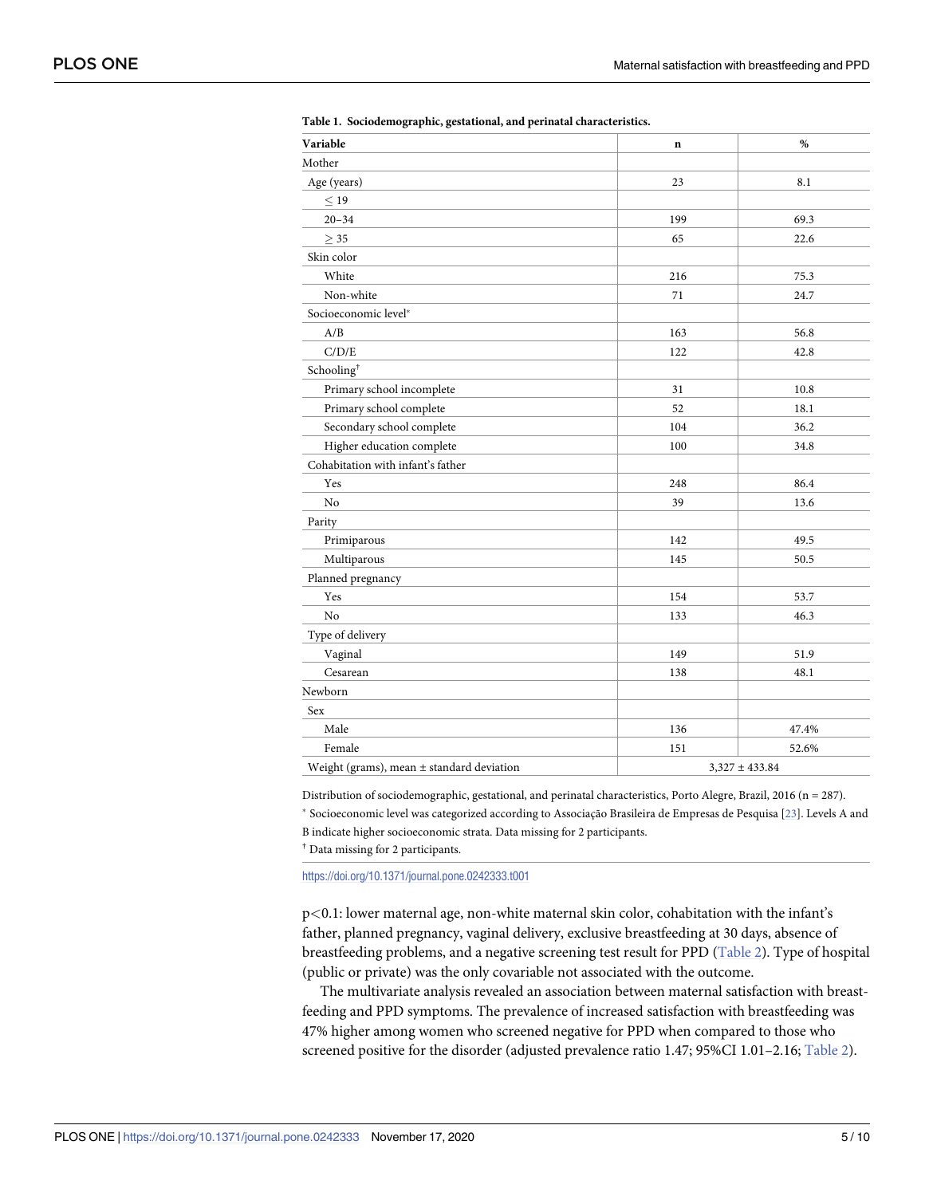**Table 1. Sociodemographic, gestational, and perinatal characteristics.**

| Variable | n | % |
|---|---|---|
| Mother | | |
| Age (years) | 23 | 8.1 |
| ≤ 19 | | |
| 20–34 | 199 | 69.3 |
| ≥ 35 | 65 | 22.6 |
| Skin color | | |
| White | 216 | 75.3 |
| Non-white | 71 | 24.7 |
| Socioeconomic level* | | |
| A/B | 163 | 56.8 |
| C/D/E | 122 | 42.8 |
| Schooling† | | |
| Primary school incomplete | 31 | 10.8 |
| Primary school complete | 52 | 18.1 |
| Secondary school complete | 104 | 36.2 |
| Higher education complete | 100 | 34.8 |
| Cohabitation with infant's father | | |
| Yes | 248 | 86.4 |
| No | 39 | 13.6 |
| Parity | | |
| Primiparous | 142 | 49.5 |
| Multiparous | 145 | 50.5 |
| Planned pregnancy | | |
| Yes | 154 | 53.7 |
| No | 133 | 46.3 |
| Type of delivery | | |
| Vaginal | 149 | 51.9 |
| Cesarean | 138 | 48.1 |
| Newborn | | |
| Sex | | |
| Male | 136 | 47.4% |
| Female | 151 | 52.6% |
| Weight (grams), mean ± standard deviation | 3,327 ± 433.84 | |

Distribution of sociodemographic, gestational, and perinatal characteristics, Porto Alegre, Brazil, 2016 (n = 287).

* Socioeconomic level was categorized according to Associação Brasileira de Empresas de Pesquisa [23]. Levels A and B indicate higher socioeconomic strata. Data missing for 2 participants.

† Data missing for 2 participants.

https://doi.org/10.1371/journal.pone.0242333.t001

$p<0.1$: lower maternal age, non-white maternal skin color, cohabitation with the infant's father, planned pregnancy, vaginal delivery, exclusive breastfeeding at 30 days, absence of breastfeeding problems, and a negative screening test result for PPD (Table 2). Type of hospital (public or private) was the only covariable not associated with the outcome.

The multivariate analysis revealed an association between maternal satisfaction with breastfeeding and PPD symptoms. The prevalence of increased satisfaction with breastfeeding was 47% higher among women who screened negative for PPD when compared to those who screened positive for the disorder (adjusted prevalence ratio 1.47; 95%CI 1.01–2.16; Table 2).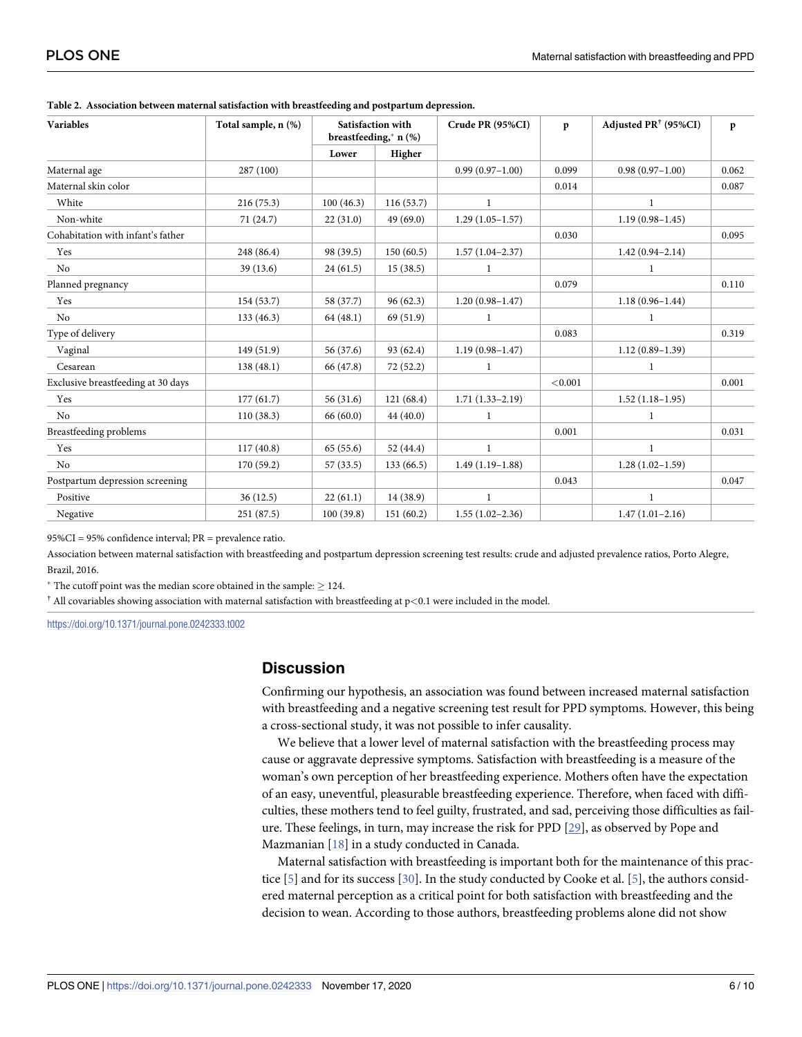**Table 2. Association between maternal satisfaction with breastfeeding and postpartum depression.**

| Variables | Total sample, n (%) | Satisfaction with breastfeeding,* n (%) | | Crude PR (95%CI) | p | Adjusted PR† (95%CI) | p |
|---|---|---|---|---|---|---|---|
| | | Lower | Higher | | | | |
| Maternal age | 287 (100) | | | 0.99 (0.97–1.00) | 0.099 | 0.98 (0.97–1.00) | 0.062 |
| Maternal skin color | | | | | 0.014 | | 0.087 |
| White | 216 (75.3) | 100 (46.3) | 116 (53.7) | 1 | | 1 | |
| Non-white | 71 (24.7) | 22 (31.0) | 49 (69.0) | 1.29 (1.05–1.57) | | 1.19 (0.98–1.45) | |
| Cohabitation with infant's father | | | | | 0.030 | | 0.095 |
| Yes | 248 (86.4) | 98 (39.5) | 150 (60.5) | 1.57 (1.04–2.37) | | 1.42 (0.94–2.14) | |
| No | 39 (13.6) | 24 (61.5) | 15 (38.5) | 1 | | 1 | |
| Planned pregnancy | | | | | 0.079 | | 0.110 |
| Yes | 154 (53.7) | 58 (37.7) | 96 (62.3) | 1.20 (0.98–1.47) | | 1.18 (0.96–1.44) | |
| No | 133 (46.3) | 64 (48.1) | 69 (51.9) | 1 | | 1 | |
| Type of delivery | | | | | 0.083 | | 0.319 |
| Vaginal | 149 (51.9) | 56 (37.6) | 93 (62.4) | 1.19 (0.98–1.47) | | 1.12 (0.89–1.39) | |
| Cesarean | 138 (48.1) | 66 (47.8) | 72 (52.2) | 1 | | 1 | |
| Exclusive breastfeeding at 30 days | | | | | <0.001 | | 0.001 |
| Yes | 177 (61.7) | 56 (31.6) | 121 (68.4) | 1.71 (1.33–2.19) | | 1.52 (1.18–1.95) | |
| No | 110 (38.3) | 66 (60.0) | 44 (40.0) | 1 | | 1 | |
| Breastfeeding problems | | | | | 0.001 | | 0.031 |
| Yes | 117 (40.8) | 65 (55.6) | 52 (44.4) | 1 | | 1 | |
| No | 170 (59.2) | 57 (33.5) | 133 (66.5) | 1.49 (1.19–1.88) | | 1.28 (1.02–1.59) | |
| Postpartum depression screening | | | | | 0.043 | | 0.047 |
| Positive | 36 (12.5) | 22 (61.1) | 14 (38.9) | 1 | | 1 | |
| Negative | 251 (87.5) | 100 (39.8) | 151 (60.2) | 1.55 (1.02–2.36) | | 1.47 (1.01–2.16) | |

95%CI = 95% confidence interval; PR = prevalence ratio.

Association between maternal satisfaction with breastfeeding and postpartum depression screening test results: crude and adjusted prevalence ratios, Porto Alegre, Brazil, 2016.

* The cutoff point was the median score obtained in the sample: ≥ 124.

† All covariables showing association with maternal satisfaction with breastfeeding at p<0.1 were included in the model.

https://doi.org/10.1371/journal.pone.0242333.t002

## Discussion

Confirming our hypothesis, an association was found between increased maternal satisfaction with breastfeeding and a negative screening test result for PPD symptoms. However, this being a cross-sectional study, it was not possible to infer causality.

We believe that a lower level of maternal satisfaction with the breastfeeding process may cause or aggravate depressive symptoms. Satisfaction with breastfeeding is a measure of the woman's own perception of her breastfeeding experience. Mothers often have the expectation of an easy, uneventful, pleasurable breastfeeding experience. Therefore, when faced with difficulties, these mothers tend to feel guilty, frustrated, and sad, perceiving those difficulties as failure. These feelings, in turn, may increase the risk for PPD [29], as observed by Pope and Mazmanian [18] in a study conducted in Canada.

Maternal satisfaction with breastfeeding is important both for the maintenance of this practice [5] and for its success [30]. In the study conducted by Cooke et al. [5], the authors considered maternal perception as a critical point for both satisfaction with breastfeeding and the decision to wean. According to those authors, breastfeeding problems alone did not show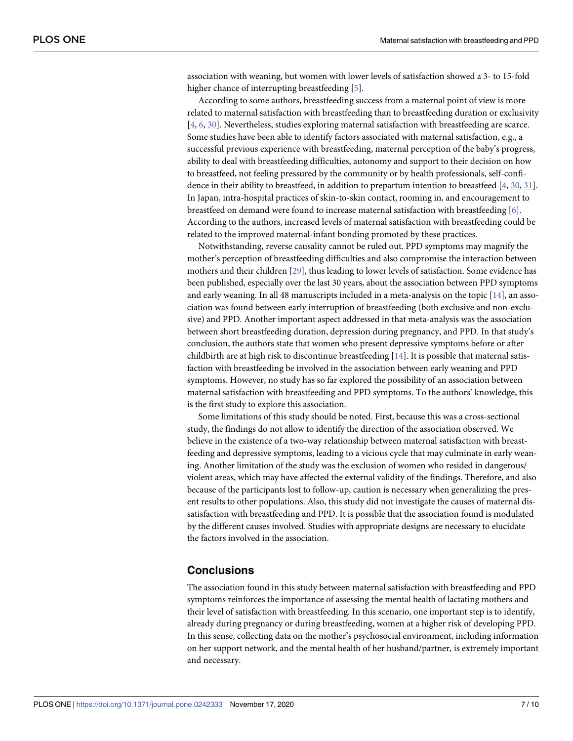association with weaning, but women with lower levels of satisfaction showed a 3- to 15-fold higher chance of interrupting breastfeeding [5].

According to some authors, breastfeeding success from a maternal point of view is more related to maternal satisfaction with breastfeeding than to breastfeeding duration or exclusivity [4, 6, 30]. Nevertheless, studies exploring maternal satisfaction with breastfeeding are scarce. Some studies have been able to identify factors associated with maternal satisfaction, e.g., a successful previous experience with breastfeeding, maternal perception of the baby's progress, ability to deal with breastfeeding difficulties, autonomy and support to their decision on how to breastfeed, not feeling pressured by the community or by health professionals, self-confidence in their ability to breastfeed, in addition to prepartum intention to breastfeed [4, 30, 31]. In Japan, intra-hospital practices of skin-to-skin contact, rooming in, and encouragement to breastfeed on demand were found to increase maternal satisfaction with breastfeeding [6]. According to the authors, increased levels of maternal satisfaction with breastfeeding could be related to the improved maternal-infant bonding promoted by these practices.

Notwithstanding, reverse causality cannot be ruled out. PPD symptoms may magnify the mother's perception of breastfeeding difficulties and also compromise the interaction between mothers and their children [29], thus leading to lower levels of satisfaction. Some evidence has been published, especially over the last 30 years, about the association between PPD symptoms and early weaning. In all 48 manuscripts included in a meta-analysis on the topic [14], an association was found between early interruption of breastfeeding (both exclusive and non-exclusive) and PPD. Another important aspect addressed in that meta-analysis was the association between short breastfeeding duration, depression during pregnancy, and PPD. In that study's conclusion, the authors state that women who present depressive symptoms before or after childbirth are at high risk to discontinue breastfeeding [14]. It is possible that maternal satisfaction with breastfeeding be involved in the association between early weaning and PPD symptoms. However, no study has so far explored the possibility of an association between maternal satisfaction with breastfeeding and PPD symptoms. To the authors' knowledge, this is the first study to explore this association.

Some limitations of this study should be noted. First, because this was a cross-sectional study, the findings do not allow to identify the direction of the association observed. We believe in the existence of a two-way relationship between maternal satisfaction with breastfeeding and depressive symptoms, leading to a vicious cycle that may culminate in early weaning. Another limitation of the study was the exclusion of women who resided in dangerous/violent areas, which may have affected the external validity of the findings. Therefore, and also because of the participants lost to follow-up, caution is necessary when generalizing the present results to other populations. Also, this study did not investigate the causes of maternal dissatisfaction with breastfeeding and PPD. It is possible that the association found is modulated by the different causes involved. Studies with appropriate designs are necessary to elucidate the factors involved in the association.

## Conclusions

The association found in this study between maternal satisfaction with breastfeeding and PPD symptoms reinforces the importance of assessing the mental health of lactating mothers and their level of satisfaction with breastfeeding. In this scenario, one important step is to identify, already during pregnancy or during breastfeeding, women at a higher risk of developing PPD. In this sense, collecting data on the mother's psychosocial environment, including information on her support network, and the mental health of her husband/partner, is extremely important and necessary.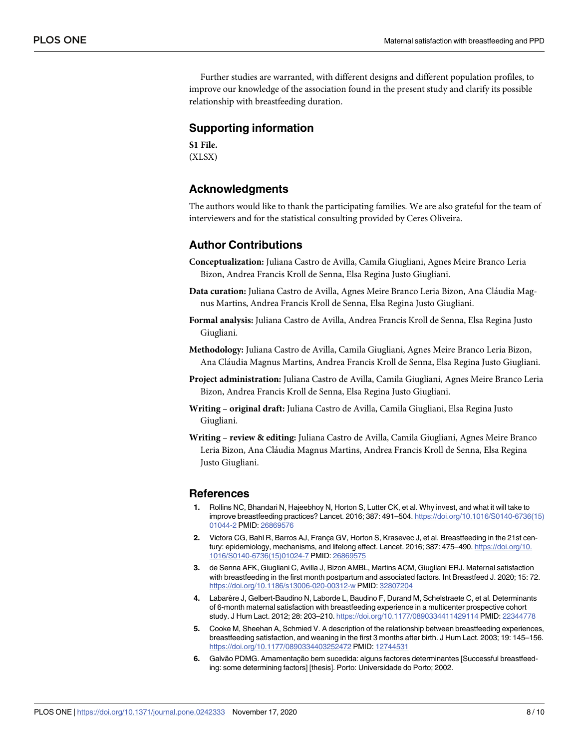Further studies are warranted, with different designs and different population profiles, to improve our knowledge of the association found in the present study and clarify its possible relationship with breastfeeding duration.

## Supporting information

**S1 File.**
(XLSX)

## Acknowledgments

The authors would like to thank the participating families. We are also grateful for the team of interviewers and for the statistical consulting provided by Ceres Oliveira.

## Author Contributions

**Conceptualization:** Juliana Castro de Avilla, Camila Giugliani, Agnes Meire Branco Leria Bizon, Andrea Francis Kroll de Senna, Elsa Regina Justo Giugliani.

**Data curation:** Juliana Castro de Avilla, Agnes Meire Branco Leria Bizon, Ana Cláudia Magnus Martins, Andrea Francis Kroll de Senna, Elsa Regina Justo Giugliani.

**Formal analysis:** Juliana Castro de Avilla, Andrea Francis Kroll de Senna, Elsa Regina Justo Giugliani.

**Methodology:** Juliana Castro de Avilla, Camila Giugliani, Agnes Meire Branco Leria Bizon, Ana Cláudia Magnus Martins, Andrea Francis Kroll de Senna, Elsa Regina Justo Giugliani.

**Project administration:** Juliana Castro de Avilla, Camila Giugliani, Agnes Meire Branco Leria Bizon, Andrea Francis Kroll de Senna, Elsa Regina Justo Giugliani.

**Writing – original draft:** Juliana Castro de Avilla, Camila Giugliani, Elsa Regina Justo Giugliani.

**Writing – review & editing:** Juliana Castro de Avilla, Camila Giugliani, Agnes Meire Branco Leria Bizon, Ana Cláudia Magnus Martins, Andrea Francis Kroll de Senna, Elsa Regina Justo Giugliani.

## References

1. Rollins NC, Bhandari N, Hajeebhoy N, Horton S, Lutter CK, et al. Why invest, and what it will take to improve breastfeeding practices? Lancet. 2016; 387: 491–504. https://doi.org/10.1016/S0140-6736(15)01044-2 PMID: 26869576
2. Victora CG, Bahl R, Barros AJ, França GV, Horton S, Krasevec J, et al. Breastfeeding in the 21st century: epidemiology, mechanisms, and lifelong effect. Lancet. 2016; 387: 475–490. https://doi.org/10.1016/S0140-6736(15)01024-7 PMID: 26869575
3. de Senna AFK, Giugliani C, Avilla J, Bizon AMBL, Martins ACM, Giugliani ERJ. Maternal satisfaction with breastfeeding in the first month postpartum and associated factors. Int Breastfeed J. 2020; 15: 72. https://doi.org/10.1186/s13006-020-00312-w PMID: 32807204
4. Labarère J, Gelbert-Baudino N, Laborde L, Baudino F, Durand M, Schelstraete C, et al. Determinants of 6-month maternal satisfaction with breastfeeding experience in a multicenter prospective cohort study. J Hum Lact. 2012; 28: 203–210. https://doi.org/10.1177/0890334411429114 PMID: 22344778
5. Cooke M, Sheehan A, Schmied V. A description of the relationship between breastfeeding experiences, breastfeeding satisfaction, and weaning in the first 3 months after birth. J Hum Lact. 2003; 19: 145–156. https://doi.org/10.1177/0890334403252472 PMID: 12744531
6. Galvão PDMG. Amamentação bem sucedida: alguns factores determinantes [Successful breastfeeding: some determining factors] [thesis]. Porto: Universidade do Porto; 2002.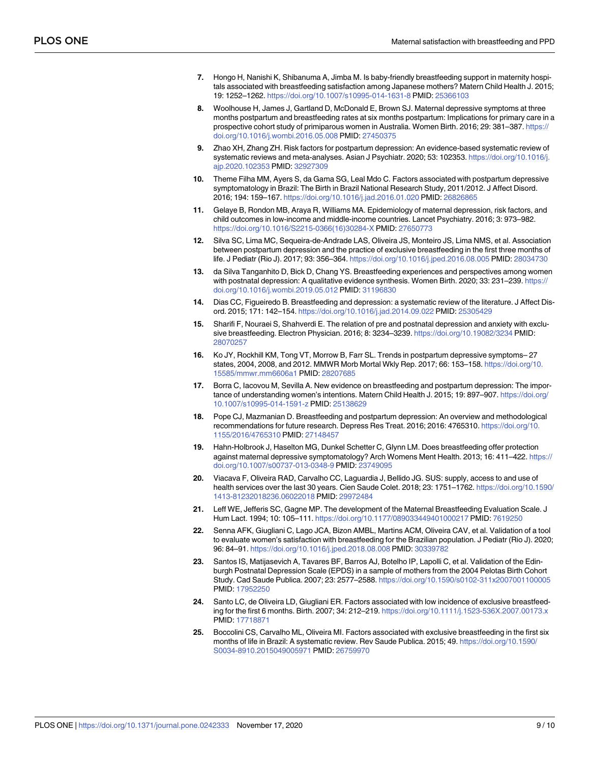7. Hongo H, Nanishi K, Shibanuma A, Jimba M. Is baby-friendly breastfeeding support in maternity hospitals associated with breastfeeding satisfaction among Japanese mothers? Matern Child Health J. 2015; 19: 1252–1262. https://doi.org/10.1007/s10995-014-1631-8 PMID: 25366103

8. Woolhouse H, James J, Gartland D, McDonald E, Brown SJ. Maternal depressive symptoms at three months postpartum and breastfeeding rates at six months postpartum: Implications for primary care in a prospective cohort study of primiparous women in Australia. Women Birth. 2016; 29: 381–387. https://doi.org/10.1016/j.wombi.2016.05.008 PMID: 27450375

9. Zhao XH, Zhang ZH. Risk factors for postpartum depression: An evidence-based systematic review of systematic reviews and meta-analyses. Asian J Psychiatr. 2020; 53: 102353. https://doi.org/10.1016/j.ajp.2020.102353 PMID: 32927309

10. Theme Filha MM, Ayers S, da Gama SG, Leal Mdo C. Factors associated with postpartum depressive symptomatology in Brazil: The Birth in Brazil National Research Study, 2011/2012. J Affect Disord. 2016; 194: 159–167. https://doi.org/10.1016/j.jad.2016.01.020 PMID: 26826865

11. Gelaye B, Rondon MB, Araya R, Williams MA. Epidemiology of maternal depression, risk factors, and child outcomes in low-income and middle-income countries. Lancet Psychiatry. 2016; 3: 973–982. https://doi.org/10.1016/S2215-0366(16)30284-X PMID: 27650773

12. Silva SC, Lima MC, Sequeira-de-Andrade LAS, Oliveira JS, Monteiro JS, Lima NMS, et al. Association between postpartum depression and the practice of exclusive breastfeeding in the first three months of life. J Pediatr (Rio J). 2017; 93: 356–364. https://doi.org/10.1016/j.jped.2016.08.005 PMID: 28034730

13. da Silva Tanganhito D, Bick D, Chang YS. Breastfeeding experiences and perspectives among women with postnatal depression: A qualitative evidence synthesis. Women Birth. 2020; 33: 231–239. https://doi.org/10.1016/j.wombi.2019.05.012 PMID: 31196830

14. Dias CC, Figueiredo B. Breastfeeding and depression: a systematic review of the literature. J Affect Disord. 2015; 171: 142–154. https://doi.org/10.1016/j.jad.2014.09.022 PMID: 25305429

15. Sharifi F, Nouraei S, Shahverdi E. The relation of pre and postnatal depression and anxiety with exclusive breastfeeding. Electron Physician. 2016; 8: 3234–3239. https://doi.org/10.19082/3234 PMID: 28070257

16. Ko JY, Rockhill KM, Tong VT, Morrow B, Farr SL. Trends in postpartum depressive symptoms– 27 states, 2004, 2008, and 2012. MMWR Morb Mortal Wkly Rep. 2017; 66: 153–158. https://doi.org/10.15585/mmwr.mm6606a1 PMID: 28207685

17. Borra C, Iacovou M, Sevilla A. New evidence on breastfeeding and postpartum depression: The importance of understanding women's intentions. Matern Child Health J. 2015; 19: 897–907. https://doi.org/10.1007/s10995-014-1591-z PMID: 25138629

18. Pope CJ, Mazmanian D. Breastfeeding and postpartum depression: An overview and methodological recommendations for future research. Depress Res Treat. 2016; 2016: 4765310. https://doi.org/10.1155/2016/4765310 PMID: 27148457

19. Hahn-Holbrook J, Haselton MG, Dunkel Schetter C, Glynn LM. Does breastfeeding offer protection against maternal depressive symptomatology? Arch Womens Ment Health. 2013; 16: 411–422. https://doi.org/10.1007/s00737-013-0348-9 PMID: 23749095

20. Viacava F, Oliveira RAD, Carvalho CC, Laguardia J, Bellido JG. SUS: supply, access to and use of health services over the last 30 years. Cien Saude Colet. 2018; 23: 1751–1762. https://doi.org/10.1590/1413-81232018236.06022018 PMID: 29972484

21. Leff WE, Jefferis SC, Gagne MP. The development of the Maternal Breastfeeding Evaluation Scale. J Hum Lact. 1994; 10: 105–111. https://doi.org/10.1177/089033449401000217 PMID: 7619250

22. Senna AFK, Giugliani C, Lago JCA, Bizon AMBL, Martins ACM, Oliveira CAV, et al. Validation of a tool to evaluate women's satisfaction with breastfeeding for the Brazilian population. J Pediatr (Rio J). 2020; 96: 84–91. https://doi.org/10.1016/j.jped.2018.08.008 PMID: 30339782

23. Santos IS, Matijasevich A, Tavares BF, Barros AJ, Botelho IP, Lapolli C, et al. Validation of the Edinburgh Postnatal Depression Scale (EPDS) in a sample of mothers from the 2004 Pelotas Birth Cohort Study. Cad Saude Publica. 2007; 23: 2577–2588. https://doi.org/10.1590/s0102-311x2007001100005 PMID: 17952250

24. Santo LC, de Oliveira LD, Giugliani ER. Factors associated with low incidence of exclusive breastfeeding for the first 6 months. Birth. 2007; 34: 212–219. https://doi.org/10.1111/j.1523-536X.2007.00173.x PMID: 17718871

25. Boccolini CS, Carvalho ML, Oliveira MI. Factors associated with exclusive breastfeeding in the first six months of life in Brazil: A systematic review. Rev Saude Publica. 2015; 49. https://doi.org/10.1590/S0034-8910.2015049005971 PMID: 26759970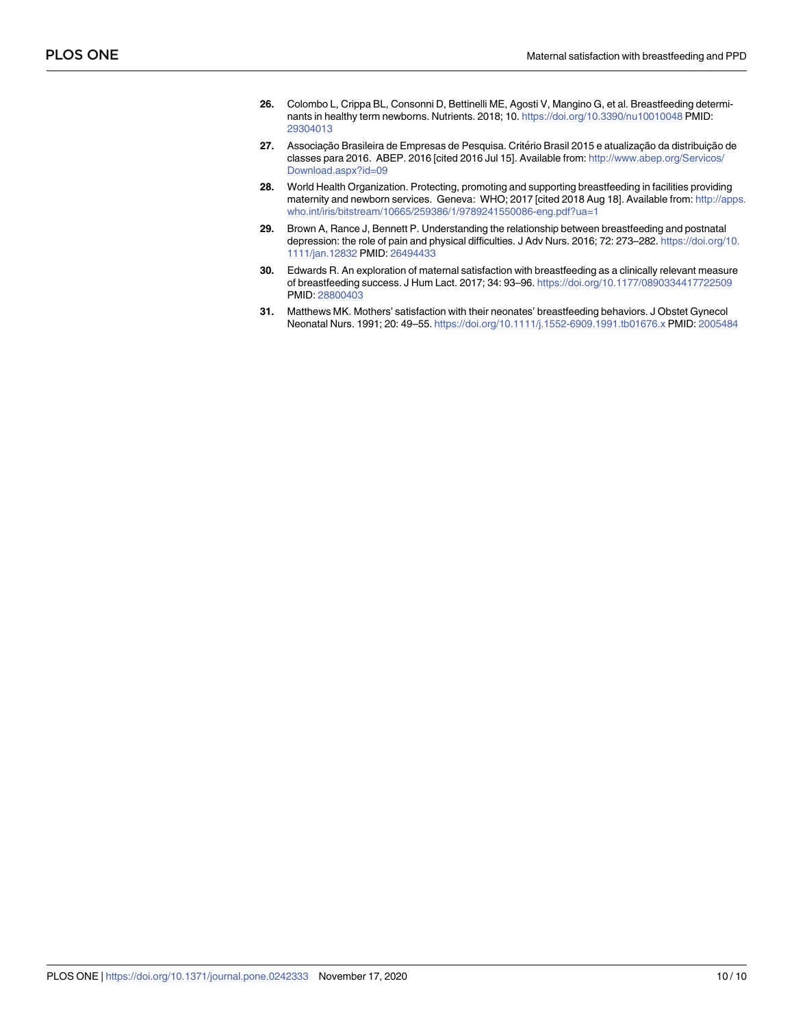26. Colombo L, Crippa BL, Consonni D, Bettinelli ME, Agosti V, Mangino G, et al. Breastfeeding determinants in healthy term newborns. Nutrients. 2018; 10. https://doi.org/10.3390/nu10010048 PMID: 29304013

27. Associação Brasileira de Empresas de Pesquisa. Critério Brasil 2015 e atualização da distribuição de classes para 2016. ABEP. 2016 [cited 2016 Jul 15]. Available from: http://www.abep.org/Servicos/Download.aspx?id=09

28. World Health Organization. Protecting, promoting and supporting breastfeeding in facilities providing maternity and newborn services. Geneva: WHO; 2017 [cited 2018 Aug 18]. Available from: http://apps.who.int/iris/bitstream/10665/259386/1/9789241550086-eng.pdf?ua=1

29. Brown A, Rance J, Bennett P. Understanding the relationship between breastfeeding and postnatal depression: the role of pain and physical difficulties. J Adv Nurs. 2016; 72: 273–282. https://doi.org/10.1111/jan.12832 PMID: 26494433

30. Edwards R. An exploration of maternal satisfaction with breastfeeding as a clinically relevant measure of breastfeeding success. J Hum Lact. 2017; 34: 93–96. https://doi.org/10.1177/0890334417722509 PMID: 28800403

31. Matthews MK. Mothers' satisfaction with their neonates' breastfeeding behaviors. J Obstet Gynecol Neonatal Nurs. 1991; 20: 49–55. https://doi.org/10.1111/j.1552-6909.1991.tb01676.x PMID: 2005484